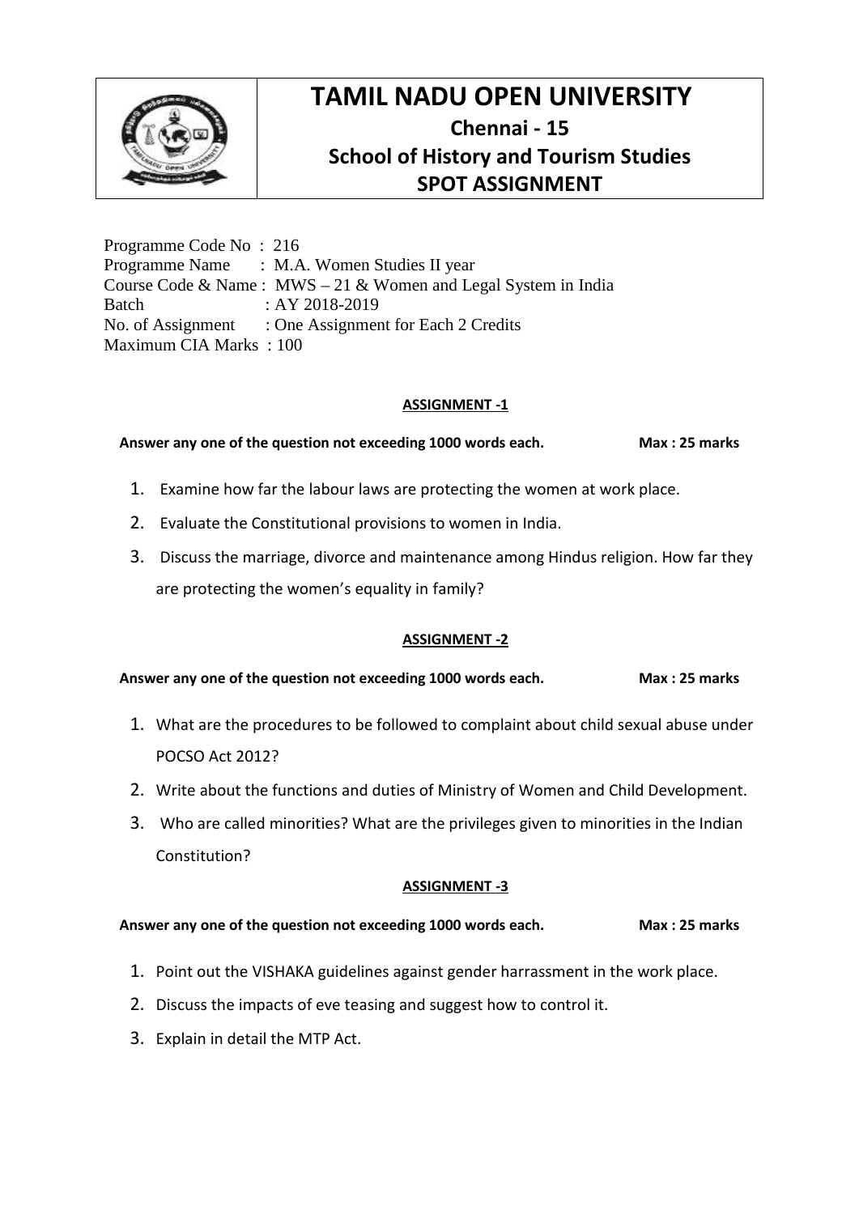# TAMIL NADU OPEN UNIVERSITY
## Chennai - 15
## School of History and Tourism Studies
## SPOT ASSIGNMENT

Programme Code No : 216
Programme Name : M.A. Women Studies II year
Course Code & Name : MWS – 21 & Women and Legal System in India
Batch : AY 2018-2019
No. of Assignment : One Assignment for Each 2 Credits
Maximum CIA Marks : 100

### ASSIGNMENT -1

**Answer any one of the question not exceeding 1000 words each. Max : 25 marks**

1. Examine how far the labour laws are protecting the women at work place.
2. Evaluate the Constitutional provisions to women in India.
3. Discuss the marriage, divorce and maintenance among Hindus religion. How far they are protecting the women's equality in family?

### ASSIGNMENT -2

**Answer any one of the question not exceeding 1000 words each. Max : 25 marks**

1. What are the procedures to be followed to complaint about child sexual abuse under POCSO Act 2012?
2. Write about the functions and duties of Ministry of Women and Child Development.
3. Who are called minorities? What are the privileges given to minorities in the Indian Constitution?

### ASSIGNMENT -3

**Answer any one of the question not exceeding 1000 words each. Max : 25 marks**

1. Point out the VISHAKA guidelines against gender harrassment in the work place.
2. Discuss the impacts of eve teasing and suggest how to control it.
3. Explain in detail the MTP Act.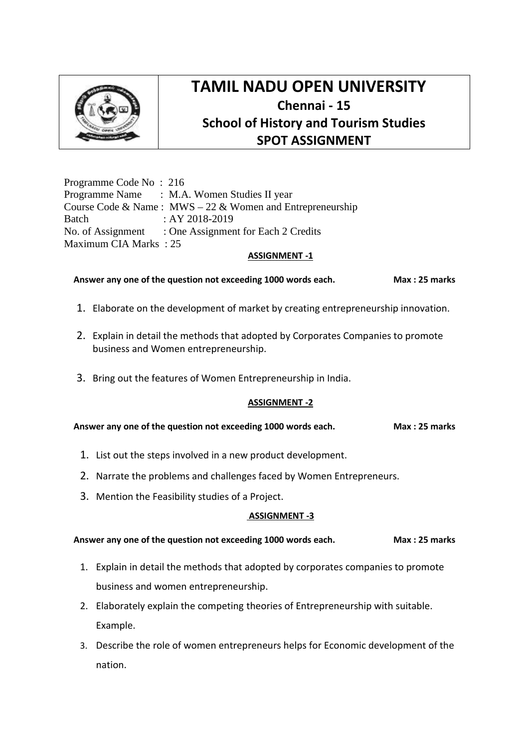# TAMIL NADU OPEN UNIVERSITY

## Chennai - 15

## School of History and Tourism Studies

## SPOT ASSIGNMENT

Programme Code No : 216
Programme Name : M.A. Women Studies II year
Course Code & Name : MWS – 22 & Women and Entrepreneurship
Batch : AY 2018-2019
No. of Assignment : One Assignment for Each 2 Credits
Maximum CIA Marks : 25

### ASSIGNMENT -1

**Answer any one of the question not exceeding 1000 words each. Max : 25 marks**

1. Elaborate on the development of market by creating entrepreneurship innovation.
2. Explain in detail the methods that adopted by Corporates Companies to promote business and Women entrepreneurship.
3. Bring out the features of Women Entrepreneurship in India.

### ASSIGNMENT -2

**Answer any one of the question not exceeding 1000 words each. Max : 25 marks**

1. List out the steps involved in a new product development.
2. Narrate the problems and challenges faced by Women Entrepreneurs.
3. Mention the Feasibility studies of a Project.

### ASSIGNMENT -3

**Answer any one of the question not exceeding 1000 words each. Max : 25 marks**

1. Explain in detail the methods that adopted by corporates companies to promote business and women entrepreneurship.
2. Elaborately explain the competing theories of Entrepreneurship with suitable. Example.
3. Describe the role of women entrepreneurs helps for Economic development of the nation.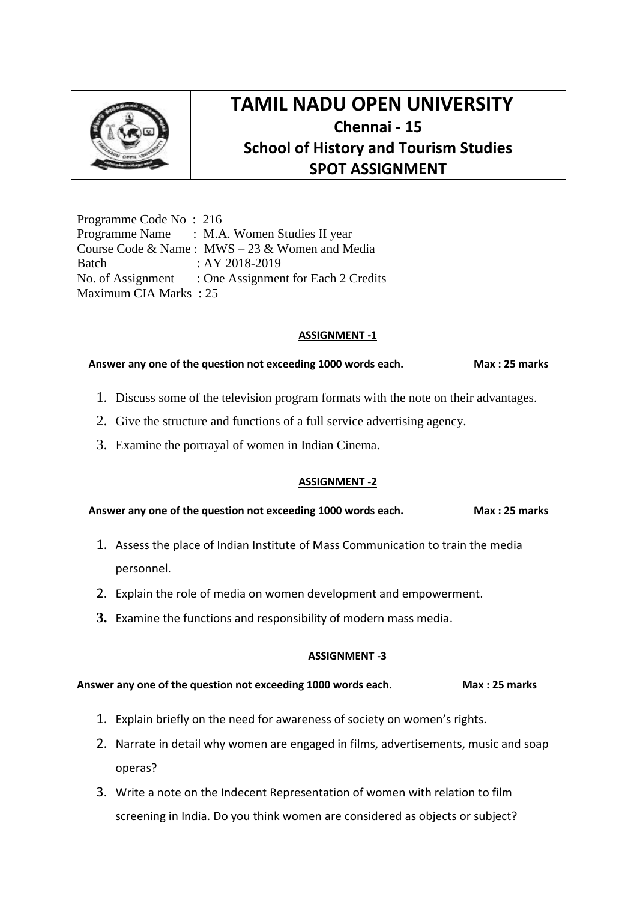# TAMIL NADU OPEN UNIVERSITY

## Chennai - 15

## School of History and Tourism Studies

## SPOT ASSIGNMENT

Programme Code No : 216
Programme Name : M.A. Women Studies II year
Course Code & Name : MWS – 23 & Women and Media
Batch : AY 2018-2019
No. of Assignment : One Assignment for Each 2 Credits
Maximum CIA Marks : 25

### ASSIGNMENT -1

**Answer any one of the question not exceeding 1000 words each. Max : 25 marks**

1. Discuss some of the television program formats with the note on their advantages.
2. Give the structure and functions of a full service advertising agency.
3. Examine the portrayal of women in Indian Cinema.

### ASSIGNMENT -2

**Answer any one of the question not exceeding 1000 words each. Max : 25 marks**

1. Assess the place of Indian Institute of Mass Communication to train the media personnel.
2. Explain the role of media on women development and empowerment.
3. Examine the functions and responsibility of modern mass media.

### ASSIGNMENT -3

**Answer any one of the question not exceeding 1000 words each. Max : 25 marks**

1. Explain briefly on the need for awareness of society on women's rights.
2. Narrate in detail why women are engaged in films, advertisements, music and soap operas?
3. Write a note on the Indecent Representation of women with relation to film screening in India. Do you think women are considered as objects or subject?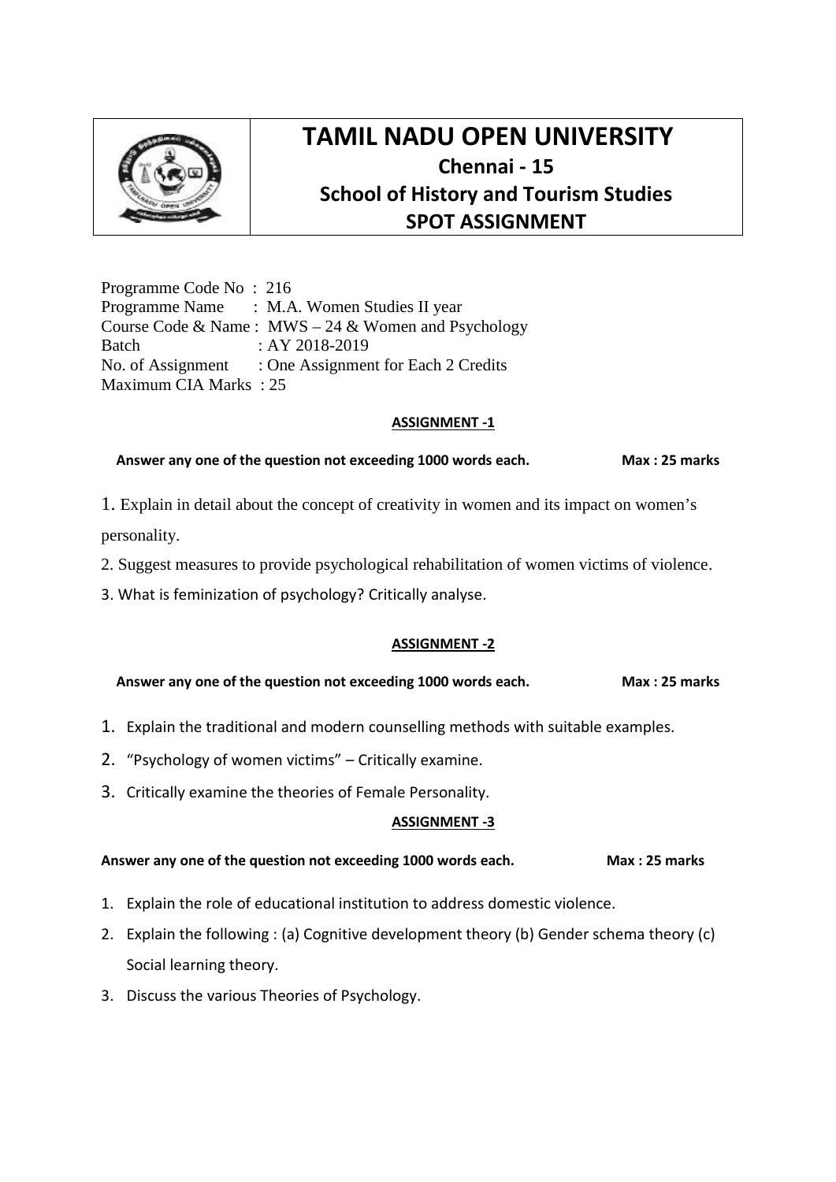# TAMIL NADU OPEN UNIVERSITY

## Chennai - 15

## School of History and Tourism Studies

## SPOT ASSIGNMENT

Programme Code No : 216
Programme Name : M.A. Women Studies II year
Course Code & Name : MWS – 24 & Women and Psychology
Batch : AY 2018-2019
No. of Assignment : One Assignment for Each 2 Credits
Maximum CIA Marks : 25

### ASSIGNMENT -1

**Answer any one of the question not exceeding 1000 words each. Max : 25 marks**

1. Explain in detail about the concept of creativity in women and its impact on women's personality.
2. Suggest measures to provide psychological rehabilitation of women victims of violence.
3. What is feminization of psychology? Critically analyse.

### ASSIGNMENT -2

**Answer any one of the question not exceeding 1000 words each. Max : 25 marks**

1. Explain the traditional and modern counselling methods with suitable examples.
2. "Psychology of women victims" – Critically examine.
3. Critically examine the theories of Female Personality.

### ASSIGNMENT -3

**Answer any one of the question not exceeding 1000 words each. Max : 25 marks**

1. Explain the role of educational institution to address domestic violence.
2. Explain the following : (a) Cognitive development theory (b) Gender schema theory (c) Social learning theory.
3. Discuss the various Theories of Psychology.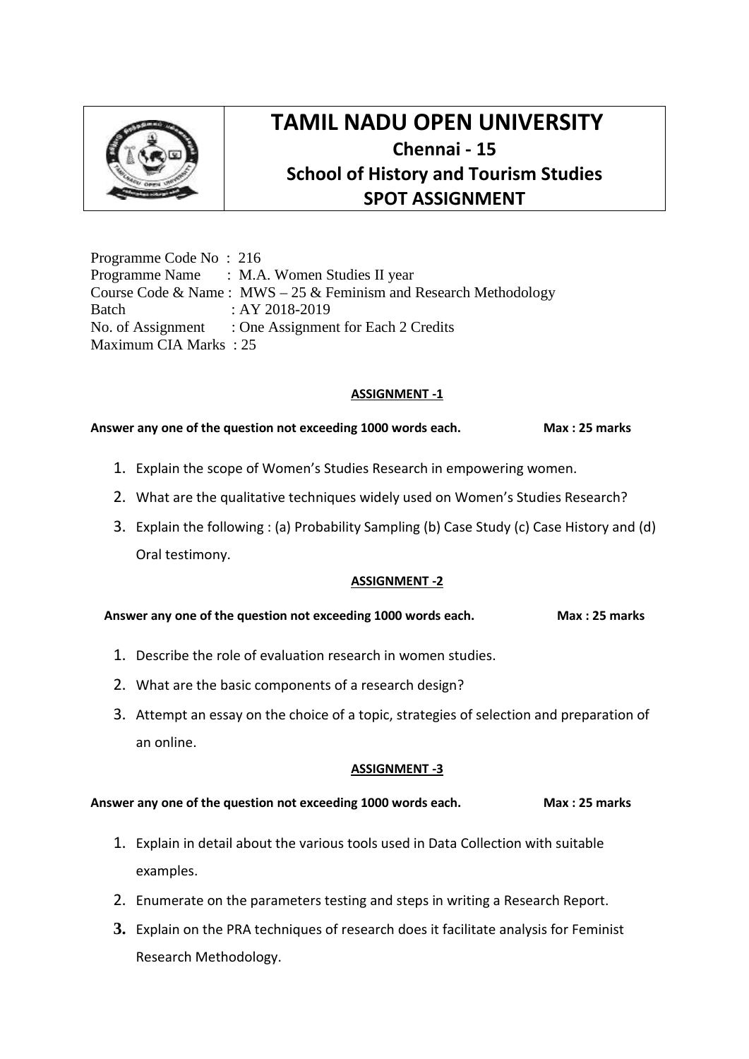# TAMIL NADU OPEN UNIVERSITY

## Chennai - 15

## School of History and Tourism Studies

## SPOT ASSIGNMENT

Programme Code No : 216
Programme Name : M.A. Women Studies II year
Course Code & Name : MWS – 25 & Feminism and Research Methodology
Batch : AY 2018-2019
No. of Assignment : One Assignment for Each 2 Credits
Maximum CIA Marks : 25

### ASSIGNMENT -1

**Answer any one of the question not exceeding 1000 words each. Max : 25 marks**

1. Explain the scope of Women's Studies Research in empowering women.
2. What are the qualitative techniques widely used on Women's Studies Research?
3. Explain the following : (a) Probability Sampling (b) Case Study (c) Case History and (d) Oral testimony.

### ASSIGNMENT -2

**Answer any one of the question not exceeding 1000 words each. Max : 25 marks**

1. Describe the role of evaluation research in women studies.
2. What are the basic components of a research design?
3. Attempt an essay on the choice of a topic, strategies of selection and preparation of an online.

### ASSIGNMENT -3

**Answer any one of the question not exceeding 1000 words each. Max : 25 marks**

1. Explain in detail about the various tools used in Data Collection with suitable examples.
2. Enumerate on the parameters testing and steps in writing a Research Report.
3. Explain on the PRA techniques of research does it facilitate analysis for Feminist Research Methodology.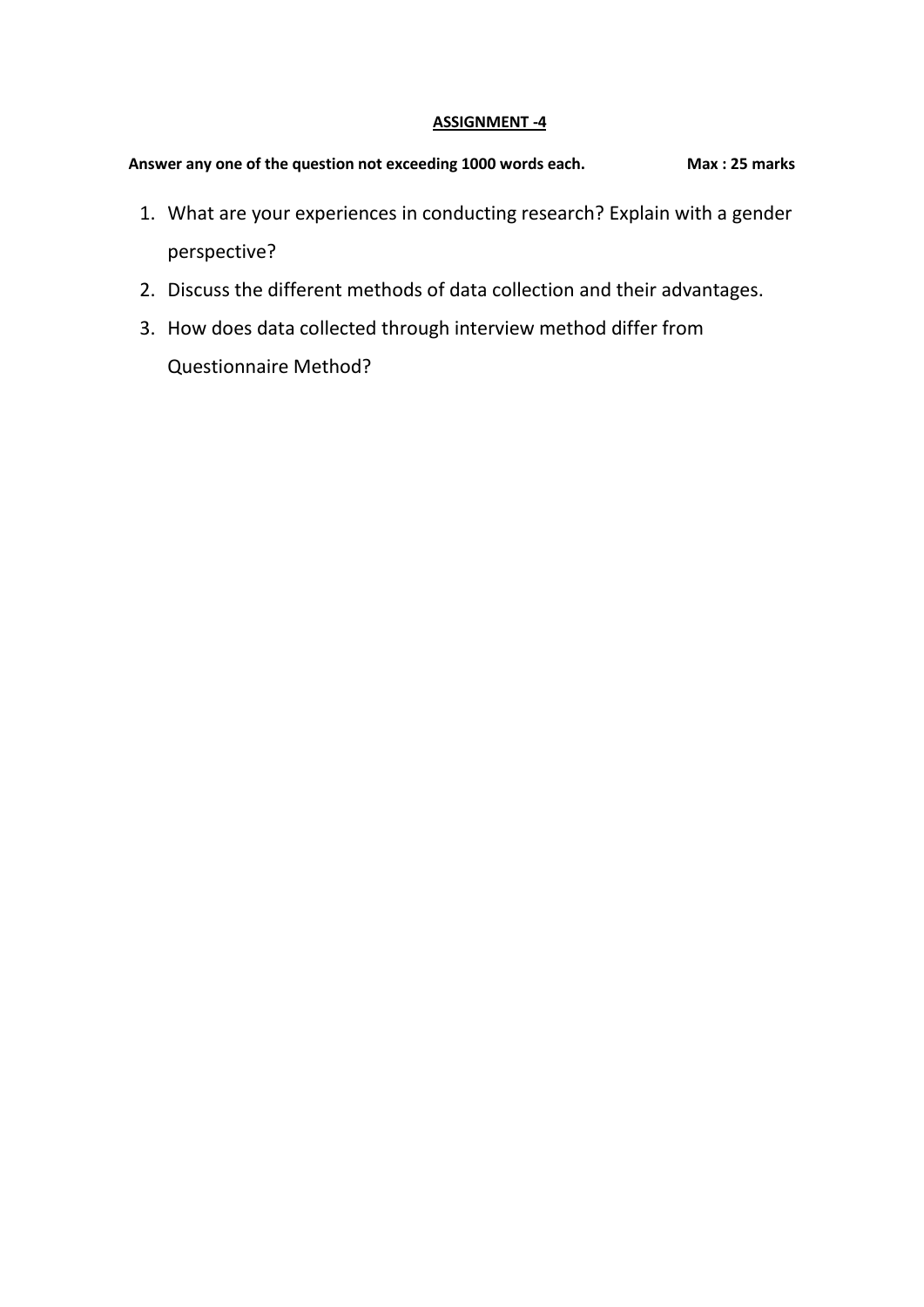**ASSIGNMENT -4**

**Answer any one of the question not exceeding 1000 words each. Max : 25 marks**

1. What are your experiences in conducting research? Explain with a gender perspective?
2. Discuss the different methods of data collection and their advantages.
3. How does data collected through interview method differ from Questionnaire Method?